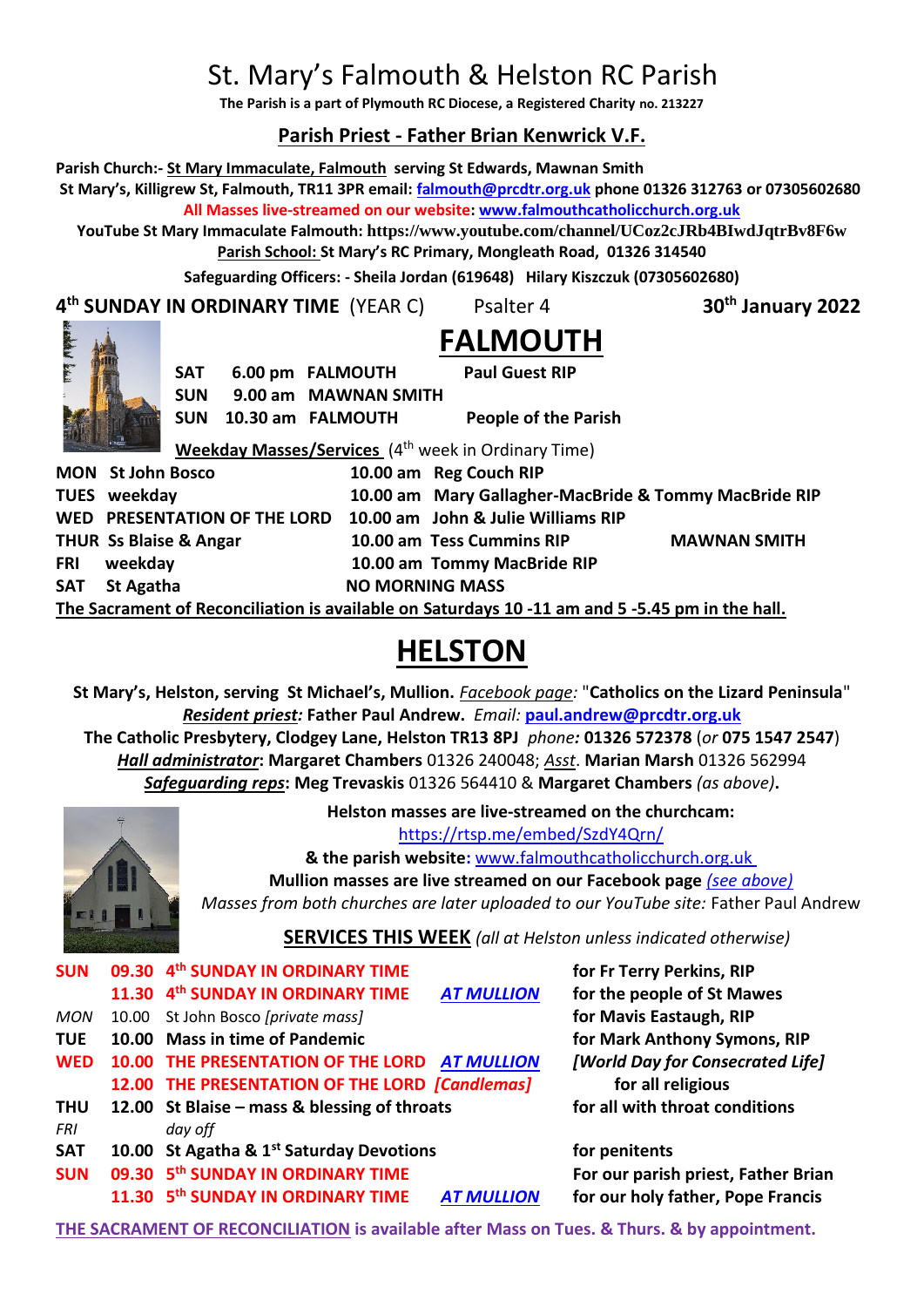# St. Mary's Falmouth & Helston RC Parish

**The Parish is a part of Plymouth RC Diocese, a Registered Charity no. 213227**

## Parish Priest - Father Brian Kenwrick V.F.

**Parish Church:- St Mary Immaculate, Falmouth serving St Edwards, Mawnan Smith**
**St Mary's, Killigrew St, Falmouth, TR11 3PR email: falmouth@prcdtr.org.uk phone 01326 312763 or 07305602680**
**All Masses live-streamed on our website: www.falmouthcatholicchurch.org.uk**
**YouTube St Mary Immaculate Falmouth: https://www.youtube.com/channel/UCoz2cJRb4BIwdJqtrBv8F6w**
**Parish School: St Mary's RC Primary, Mongleath Road, 01326 314540**
**Safeguarding Officers: - Sheila Jordan (619648) Hilary Kiszczuk (07305602680)**

**4th SUNDAY IN ORDINARY TIME** (YEAR C) Psalter 4 **30th January 2022**

# FALMOUTH

| | | | |
|---|---|---|---|
| **SAT** | **6.00 pm** | **FALMOUTH** | **Paul Guest RIP** |
| **SUN** | **9.00 am** | **MAWNAN SMITH** | |
| **SUN** | **10.30 am** | **FALMOUTH** | **People of the Parish** |

**Weekday Masses/Services** (4th week in Ordinary Time)

| | | | | |
|---|---|---|---|---|
| **MON** | **St John Bosco** | **10.00 am** | **Reg Couch RIP** | |
| **TUES** | **weekday** | **10.00 am** | **Mary Gallagher-MacBride & Tommy MacBride RIP** | |
| **WED** | **PRESENTATION OF THE LORD** | **10.00 am** | **John & Julie Williams RIP** | |
| **THUR** | **Ss Blaise & Angar** | **10.00 am** | **Tess Cummins RIP** | **MAWNAN SMITH** |
| **FRI** | **weekday** | **10.00 am** | **Tommy MacBride RIP** | |
| **SAT** | **St Agatha** | **NO MORNING MASS** | | |

**The Sacrament of Reconciliation is available on Saturdays 10 -11 am and 5 -5.45 pm in the hall.**

# HELSTON

**St Mary's, Helston, serving St Michael's, Mullion.** *Facebook page:* "**Catholics on the Lizard Peninsula**"
***Resident priest:*** **Father Paul Andrew.** *Email:* **paul.andrew@prcdtr.org.uk**
**The Catholic Presbytery, Clodgey Lane, Helston TR13 8PJ** *phone:* **01326 572378** (*or* **075 1547 2547**)
***Hall administrator*: Margaret Chambers** 01326 240048; *Asst*. **Marian Marsh** 01326 562994
***Safeguarding reps*: Meg Trevaskis** 01326 564410 & **Margaret Chambers** *(as above)***.**

**Helston masses are live-streamed on the churchcam:**
https://rtsp.me/embed/SzdY4Qrn/
**& the parish website:** www.falmouthcatholicchurch.org.uk
**Mullion masses are live streamed on our Facebook page** *(see above)*
*Masses from both churches are later uploaded to our YouTube site:* Father Paul Andrew

**SERVICES THIS WEEK** *(all at Helston unless indicated otherwise)*

| | | | | |
|---|---|---|---|---|
| **SUN** | **09.30** | **4th SUNDAY IN ORDINARY TIME** | | **for Fr Terry Perkins, RIP** |
| | **11.30** | **4th SUNDAY IN ORDINARY TIME** | ***AT MULLION*** | **for the people of St Mawes** |
| *MON* | 10.00 | St John Bosco *[private mass]* | | **for Mavis Eastaugh, RIP** |
| **TUE** | **10.00** | **Mass in time of Pandemic** | | **for Mark Anthony Symons, RIP** |
| **WED** | **10.00** | **THE PRESENTATION OF THE LORD** | ***AT MULLION*** | ***[World Day for Consecrated Life]*** |
| | **12.00** | **THE PRESENTATION OF THE LORD** | ***[Candlemas]*** | **for all religious** |
| **THU** | **12.00** | **St Blaise – mass & blessing of throats** | | **for all with throat conditions** |
| *FRI* | | *day off* | | |
| **SAT** | **10.00** | **St Agatha & 1st Saturday Devotions** | | **for penitents** |
| **SUN** | **09.30** | **5th SUNDAY IN ORDINARY TIME** | | **For our parish priest, Father Brian** |
| | **11.30** | **5th SUNDAY IN ORDINARY TIME** | ***AT MULLION*** | **for our holy father, Pope Francis** |

**THE SACRAMENT OF RECONCILIATION is available after Mass on Tues. & Thurs. & by appointment.**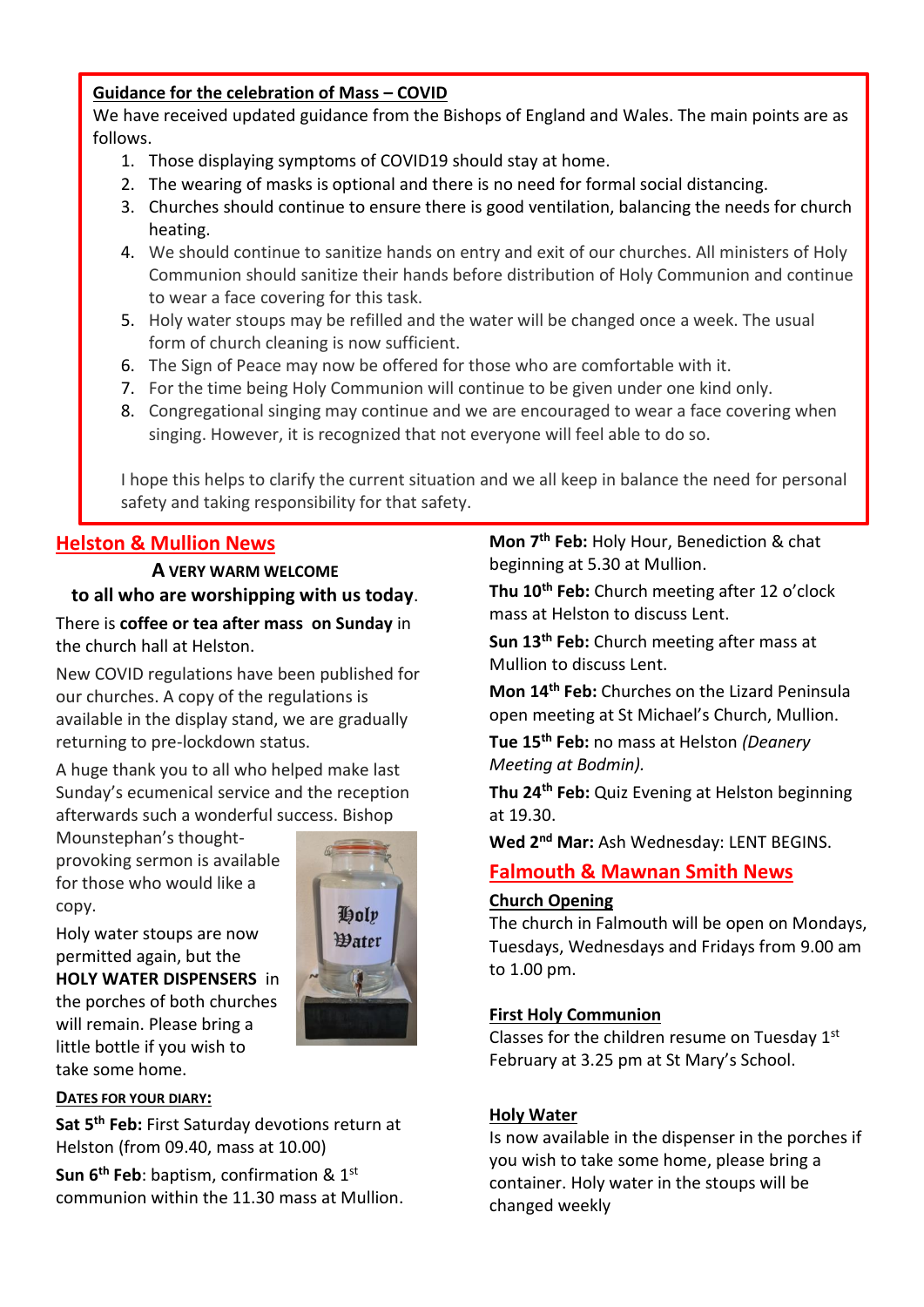**Guidance for the celebration of Mass – COVID**

We have received updated guidance from the Bishops of England and Wales. The main points are as follows.

1. Those displaying symptoms of COVID19 should stay at home.
2. The wearing of masks is optional and there is no need for formal social distancing.
3. Churches should continue to ensure there is good ventilation, balancing the needs for church heating.
4. We should continue to sanitize hands on entry and exit of our churches. All ministers of Holy Communion should sanitize their hands before distribution of Holy Communion and continue to wear a face covering for this task.
5. Holy water stoups may be refilled and the water will be changed once a week. The usual form of church cleaning is now sufficient.
6. The Sign of Peace may now be offered for those who are comfortable with it.
7. For the time being Holy Communion will continue to be given under one kind only.
8. Congregational singing may continue and we are encouraged to wear a face covering when singing. However, it is recognized that not everyone will feel able to do so.

I hope this helps to clarify the current situation and we all keep in balance the need for personal safety and taking responsibility for that safety.

## Helston & Mullion News

**A VERY WARM WELCOME**
**to all who are worshipping with us today**.

There is **coffee or tea after mass on Sunday** in the church hall at Helston.

New COVID regulations have been published for our churches. A copy of the regulations is available in the display stand, we are gradually returning to pre-lockdown status.

A huge thank you to all who helped make last Sunday's ecumenical service and the reception afterwards such a wonderful success. Bishop Mounstephan's thought-provoking sermon is available for those who would like a copy.

Holy water stoups are now permitted again, but the **HOLY WATER DISPENSERS** in the porches of both churches will remain. Please bring a little bottle if you wish to take some home.

**DATES FOR YOUR DIARY:**

**Sat 5th Feb:** First Saturday devotions return at Helston (from 09.40, mass at 10.00)

**Sun 6th Feb**: baptism, confirmation & 1st communion within the 11.30 mass at Mullion.

**Mon 7th Feb:** Holy Hour, Benediction & chat beginning at 5.30 at Mullion.

**Thu 10th Feb:** Church meeting after 12 o'clock mass at Helston to discuss Lent.

**Sun 13th Feb:** Church meeting after mass at Mullion to discuss Lent.

**Mon 14th Feb:** Churches on the Lizard Peninsula open meeting at St Michael's Church, Mullion.

**Tue 15th Feb:** no mass at Helston *(Deanery Meeting at Bodmin).*

**Thu 24th Feb:** Quiz Evening at Helston beginning at 19.30.

**Wed 2nd Mar:** Ash Wednesday: LENT BEGINS.

## Falmouth & Mawnan Smith News

**Church Opening**

The church in Falmouth will be open on Mondays, Tuesdays, Wednesdays and Fridays from 9.00 am to 1.00 pm.

**First Holy Communion**

Classes for the children resume on Tuesday 1st February at 3.25 pm at St Mary's School.

**Holy Water**

Is now available in the dispenser in the porches if you wish to take some home, please bring a container. Holy water in the stoups will be changed weekly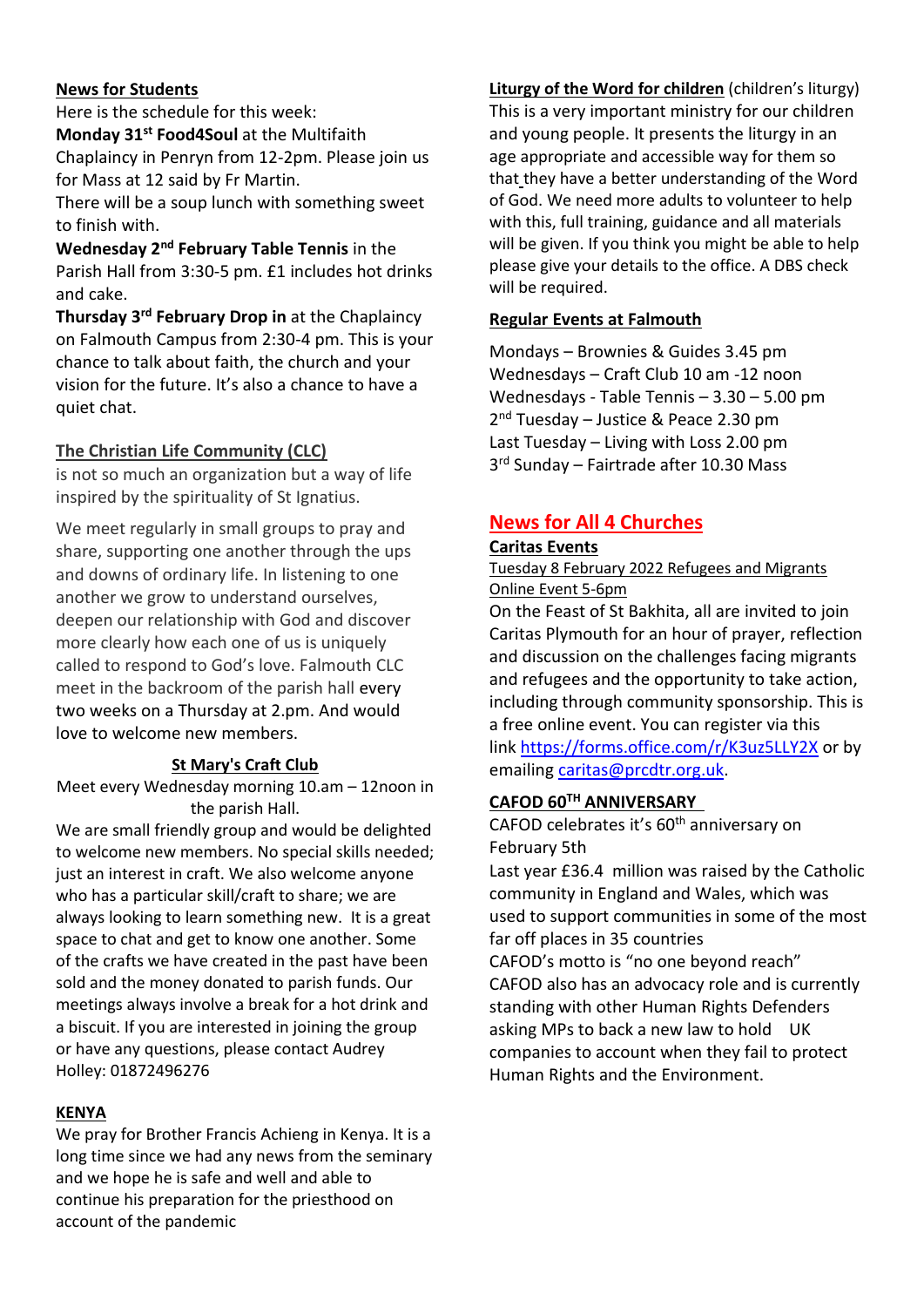**News for Students**

Here is the schedule for this week:

**Monday 31st Food4Soul** at the Multifaith Chaplaincy in Penryn from 12-2pm. Please join us for Mass at 12 said by Fr Martin.

There will be a soup lunch with something sweet to finish with.

**Wednesday 2nd February Table Tennis** in the Parish Hall from 3:30-5 pm. £1 includes hot drinks and cake.

**Thursday 3rd February Drop in** at the Chaplaincy on Falmouth Campus from 2:30-4 pm. This is your chance to talk about faith, the church and your vision for the future. It's also a chance to have a quiet chat.

**The Christian Life Community (CLC)**

is not so much an organization but a way of life inspired by the spirituality of St Ignatius.

We meet regularly in small groups to pray and share, supporting one another through the ups and downs of ordinary life. In listening to one another we grow to understand ourselves, deepen our relationship with God and discover more clearly how each one of us is uniquely called to respond to God's love. Falmouth CLC meet in the backroom of the parish hall every two weeks on a Thursday at 2.pm. And would love to welcome new members.

**St Mary's Craft Club**

Meet every Wednesday morning 10.am – 12noon in the parish Hall.

We are small friendly group and would be delighted to welcome new members. No special skills needed; just an interest in craft. We also welcome anyone who has a particular skill/craft to share; we are always looking to learn something new. It is a great space to chat and get to know one another. Some of the crafts we have created in the past have been sold and the money donated to parish funds. Our meetings always involve a break for a hot drink and a biscuit. If you are interested in joining the group or have any questions, please contact Audrey Holley: 01872496276

**KENYA**

We pray for Brother Francis Achieng in Kenya. It is a long time since we had any news from the seminary and we hope he is safe and well and able to continue his preparation for the priesthood on account of the pandemic

**Liturgy of the Word for children** (children's liturgy)

This is a very important ministry for our children and young people. It presents the liturgy in an age appropriate and accessible way for them so that they have a better understanding of the Word of God. We need more adults to volunteer to help with this, full training, guidance and all materials will be given. If you think you might be able to help please give your details to the office. A DBS check will be required.

**Regular Events at Falmouth**

Mondays – Brownies & Guides 3.45 pm
Wednesdays – Craft Club 10 am -12 noon
Wednesdays - Table Tennis – 3.30 – 5.00 pm
2nd Tuesday – Justice & Peace 2.30 pm
Last Tuesday – Living with Loss 2.00 pm
3rd Sunday – Fairtrade after 10.30 Mass

## News for All 4 Churches

**Caritas Events**

Tuesday 8 February 2022 Refugees and Migrants Online Event 5-6pm

On the Feast of St Bakhita, all are invited to join Caritas Plymouth for an hour of prayer, reflection and discussion on the challenges facing migrants and refugees and the opportunity to take action, including through community sponsorship. This is a free online event. You can register via this link https://forms.office.com/r/K3uz5LLY2X or by emailing caritas@prcdtr.org.uk.

**CAFOD 60TH ANNIVERSARY**

CAFOD celebrates it's 60th anniversary on February 5th

Last year £36.4 million was raised by the Catholic community in England and Wales, which was used to support communities in some of the most far off places in 35 countries

CAFOD's motto is "no one beyond reach"

CAFOD also has an advocacy role and is currently standing with other Human Rights Defenders asking MPs to back a new law to hold UK companies to account when they fail to protect Human Rights and the Environment.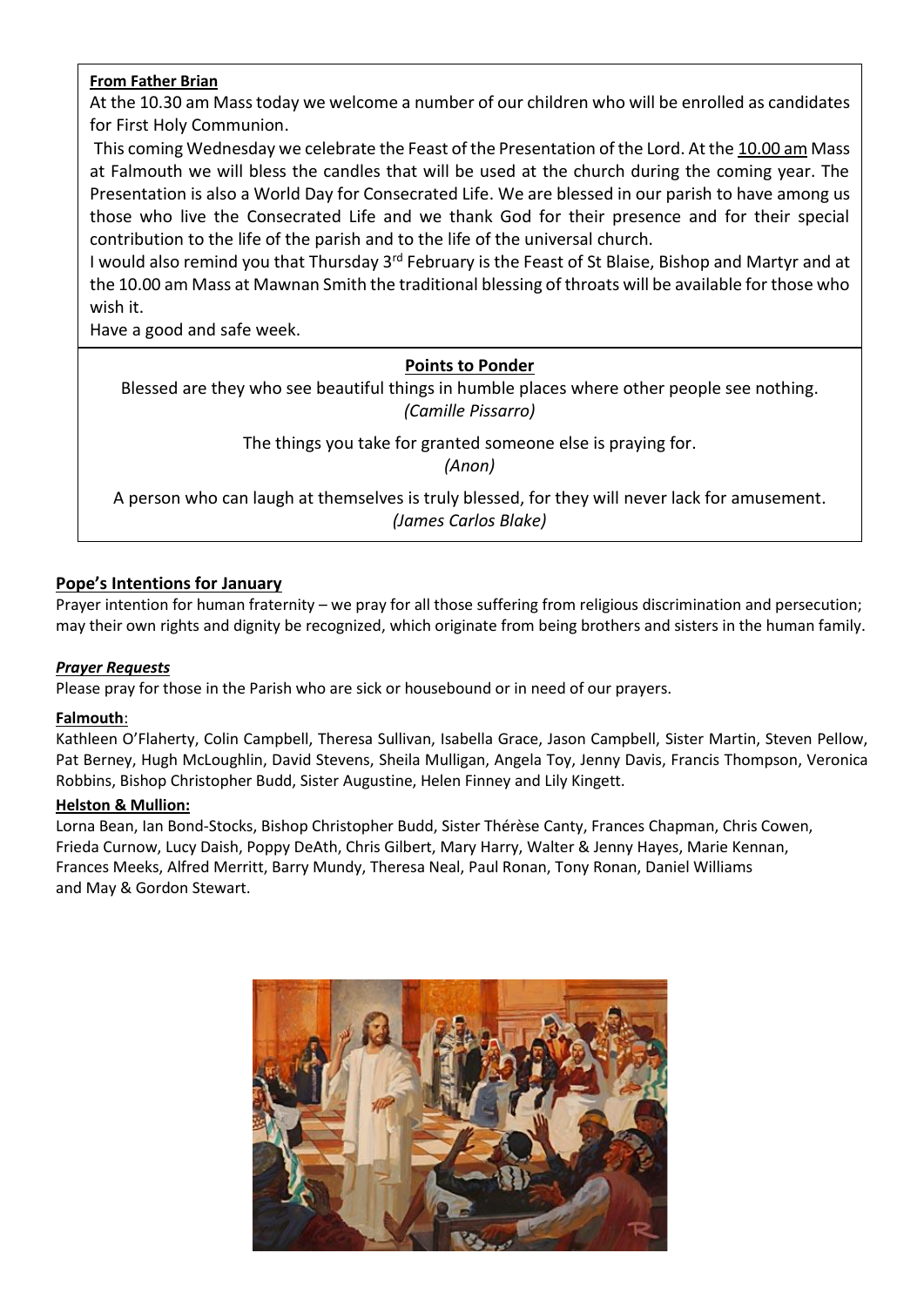**From Father Brian**

At the 10.30 am Mass today we welcome a number of our children who will be enrolled as candidates for First Holy Communion.

This coming Wednesday we celebrate the Feast of the Presentation of the Lord. At the 10.00 am Mass at Falmouth we will bless the candles that will be used at the church during the coming year. The Presentation is also a World Day for Consecrated Life. We are blessed in our parish to have among us those who live the Consecrated Life and we thank God for their presence and for their special contribution to the life of the parish and to the life of the universal church.

I would also remind you that Thursday 3rd February is the Feast of St Blaise, Bishop and Martyr and at the 10.00 am Mass at Mawnan Smith the traditional blessing of throats will be available for those who wish it.

Have a good and safe week.

**Points to Ponder**

Blessed are they who see beautiful things in humble places where other people see nothing.
*(Camille Pissarro)*

The things you take for granted someone else is praying for.
*(Anon)*

A person who can laugh at themselves is truly blessed, for they will never lack for amusement.
*(James Carlos Blake)*

**Pope's Intentions for January**

Prayer intention for human fraternity – we pray for all those suffering from religious discrimination and persecution; may their own rights and dignity be recognized, which originate from being brothers and sisters in the human family.

***Prayer Requests***

Please pray for those in the Parish who are sick or housebound or in need of our prayers.

**Falmouth**:

Kathleen O'Flaherty, Colin Campbell, Theresa Sullivan, Isabella Grace, Jason Campbell, Sister Martin, Steven Pellow, Pat Berney, Hugh McLoughlin, David Stevens, Sheila Mulligan, Angela Toy, Jenny Davis, Francis Thompson, Veronica Robbins, Bishop Christopher Budd, Sister Augustine, Helen Finney and Lily Kingett.

**Helston & Mullion:**

Lorna Bean, Ian Bond-Stocks, Bishop Christopher Budd, Sister Thérèse Canty, Frances Chapman, Chris Cowen, Frieda Curnow, Lucy Daish, Poppy DeAth, Chris Gilbert, Mary Harry, Walter & Jenny Hayes, Marie Kennan, Frances Meeks, Alfred Merritt, Barry Mundy, Theresa Neal, Paul Ronan, Tony Ronan, Daniel Williams and May & Gordon Stewart.